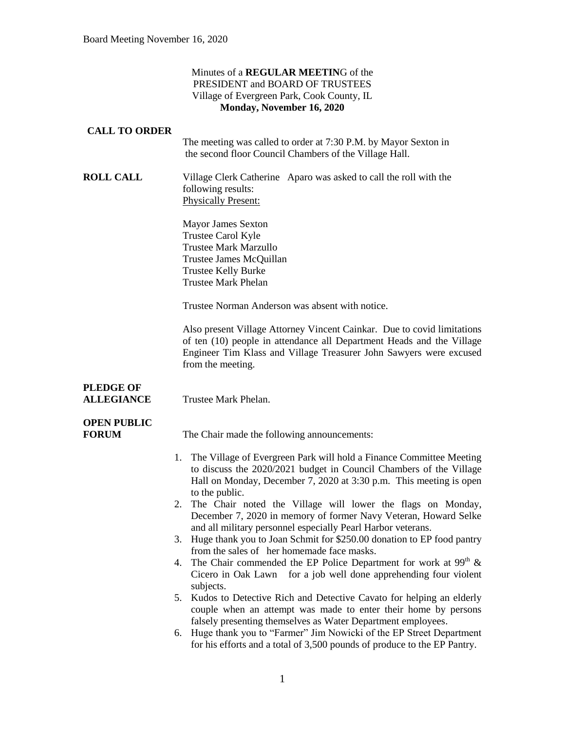Minutes of a **REGULAR MEETIN**G of the
PRESIDENT and BOARD OF TRUSTEES
Village of Evergreen Park, Cook County, IL
**Monday, November 16, 2020**

**CALL TO ORDER**

The meeting was called to order at 7:30 P.M. by Mayor Sexton in the second floor Council Chambers of the Village Hall.

**ROLL CALL**

Village Clerk Catherine Aparo was asked to call the roll with the following results:
Physically Present:

Mayor James Sexton
Trustee Carol Kyle
Trustee Mark Marzullo
Trustee James McQuillan
Trustee Kelly Burke
Trustee Mark Phelan

Trustee Norman Anderson was absent with notice.

Also present Village Attorney Vincent Cainkar. Due to covid limitations of ten (10) people in attendance all Department Heads and the Village Engineer Tim Klass and Village Treasurer John Sawyers were excused from the meeting.

**PLEDGE OF ALLEGIANCE**

Trustee Mark Phelan.

**OPEN PUBLIC FORUM**

The Chair made the following announcements:

1. The Village of Evergreen Park will hold a Finance Committee Meeting to discuss the 2020/2021 budget in Council Chambers of the Village Hall on Monday, December 7, 2020 at 3:30 p.m. This meeting is open to the public.
2. The Chair noted the Village will lower the flags on Monday, December 7, 2020 in memory of former Navy Veteran, Howard Selke and all military personnel especially Pearl Harbor veterans.
3. Huge thank you to Joan Schmit for $250.00 donation to EP food pantry from the sales of her homemade face masks.
4. The Chair commended the EP Police Department for work at 99th & Cicero in Oak Lawn for a job well done apprehending four violent subjects.
5. Kudos to Detective Rich and Detective Cavato for helping an elderly couple when an attempt was made to enter their home by persons falsely presenting themselves as Water Department employees.
6. Huge thank you to "Farmer" Jim Nowicki of the EP Street Department for his efforts and a total of 3,500 pounds of produce to the EP Pantry.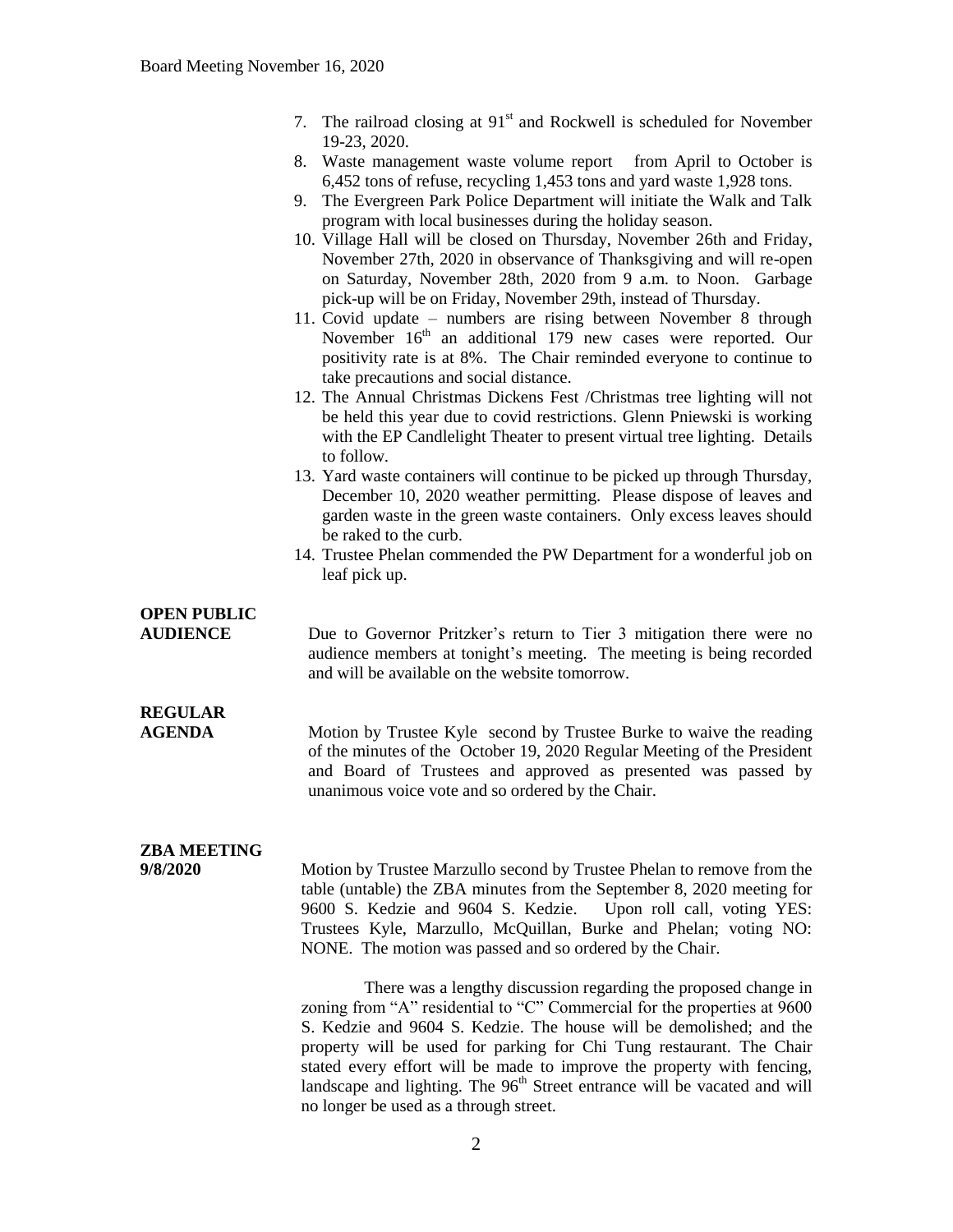7. The railroad closing at 91st and Rockwell is scheduled for November 19-23, 2020.
8. Waste management waste volume report from April to October is 6,452 tons of refuse, recycling 1,453 tons and yard waste 1,928 tons.
9. The Evergreen Park Police Department will initiate the Walk and Talk program with local businesses during the holiday season.
10. Village Hall will be closed on Thursday, November 26th and Friday, November 27th, 2020 in observance of Thanksgiving and will re-open on Saturday, November 28th, 2020 from 9 a.m. to Noon. Garbage pick-up will be on Friday, November 29th, instead of Thursday.
11. Covid update – numbers are rising between November 8 through November 16th an additional 179 new cases were reported. Our positivity rate is at 8%. The Chair reminded everyone to continue to take precautions and social distance.
12. The Annual Christmas Dickens Fest /Christmas tree lighting will not be held this year due to covid restrictions. Glenn Pniewski is working with the EP Candlelight Theater to present virtual tree lighting. Details to follow.
13. Yard waste containers will continue to be picked up through Thursday, December 10, 2020 weather permitting. Please dispose of leaves and garden waste in the green waste containers. Only excess leaves should be raked to the curb.
14. Trustee Phelan commended the PW Department for a wonderful job on leaf pick up.

**OPEN PUBLIC AUDIENCE**

Due to Governor Pritzker's return to Tier 3 mitigation there were no audience members at tonight's meeting. The meeting is being recorded and will be available on the website tomorrow.

**REGULAR AGENDA**

Motion by Trustee Kyle second by Trustee Burke to waive the reading of the minutes of the October 19, 2020 Regular Meeting of the President and Board of Trustees and approved as presented was passed by unanimous voice vote and so ordered by the Chair.

**ZBA MEETING 9/8/2020**

Motion by Trustee Marzullo second by Trustee Phelan to remove from the table (untable) the ZBA minutes from the September 8, 2020 meeting for 9600 S. Kedzie and 9604 S. Kedzie. Upon roll call, voting YES: Trustees Kyle, Marzullo, McQuillan, Burke and Phelan; voting NO: NONE. The motion was passed and so ordered by the Chair.

There was a lengthy discussion regarding the proposed change in zoning from "A" residential to "C" Commercial for the properties at 9600 S. Kedzie and 9604 S. Kedzie. The house will be demolished; and the property will be used for parking for Chi Tung restaurant. The Chair stated every effort will be made to improve the property with fencing, landscape and lighting. The 96th Street entrance will be vacated and will no longer be used as a through street.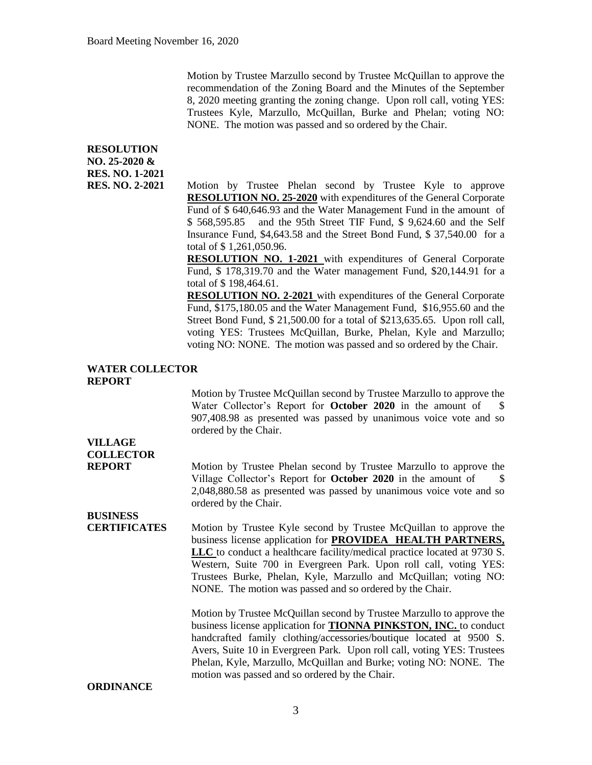Motion by Trustee Marzullo second by Trustee McQuillan to approve the recommendation of the Zoning Board and the Minutes of the September 8, 2020 meeting granting the zoning change. Upon roll call, voting YES: Trustees Kyle, Marzullo, McQuillan, Burke and Phelan; voting NO: NONE. The motion was passed and so ordered by the Chair.

**RESOLUTION NO. 25-2020 & RES. NO. 1-2021 RES. NO. 2-2021**

Motion by Trustee Phelan second by Trustee Kyle to approve **RESOLUTION NO. 25-2020** with expenditures of the General Corporate Fund of $ 640,646.93 and the Water Management Fund in the amount of $ 568,595.85 and the 95th Street TIF Fund, $ 9,624.60 and the Self Insurance Fund, $4,643.58 and the Street Bond Fund, $ 37,540.00 for a total of $ 1,261,050.96.

**RESOLUTION NO. 1-2021** with expenditures of General Corporate Fund, $ 178,319.70 and the Water management Fund, $20,144.91 for a total of $ 198,464.61.

**RESOLUTION NO. 2-2021** with expenditures of the General Corporate Fund, $175,180.05 and the Water Management Fund, $16,955.60 and the Street Bond Fund, $ 21,500.00 for a total of $213,635.65. Upon roll call, voting YES: Trustees McQuillan, Burke, Phelan, Kyle and Marzullo; voting NO: NONE. The motion was passed and so ordered by the Chair.

**WATER COLLECTOR REPORT**

Motion by Trustee McQuillan second by Trustee Marzullo to approve the Water Collector's Report for **October 2020** in the amount of $ 907,408.98 as presented was passed by unanimous voice vote and so ordered by the Chair.

**VILLAGE COLLECTOR REPORT**

Motion by Trustee Phelan second by Trustee Marzullo to approve the Village Collector's Report for **October 2020** in the amount of $ 2,048,880.58 as presented was passed by unanimous voice vote and so ordered by the Chair.

**BUSINESS CERTIFICATES**

Motion by Trustee Kyle second by Trustee McQuillan to approve the business license application for **PROVIDEA HEALTH PARTNERS, LLC** to conduct a healthcare facility/medical practice located at 9730 S. Western, Suite 700 in Evergreen Park. Upon roll call, voting YES: Trustees Burke, Phelan, Kyle, Marzullo and McQuillan; voting NO: NONE. The motion was passed and so ordered by the Chair.

Motion by Trustee McQuillan second by Trustee Marzullo to approve the business license application for **TIONNA PINKSTON, INC.** to conduct handcrafted family clothing/accessories/boutique located at 9500 S. Avers, Suite 10 in Evergreen Park. Upon roll call, voting YES: Trustees Phelan, Kyle, Marzullo, McQuillan and Burke; voting NO: NONE. The motion was passed and so ordered by the Chair.

**ORDINANCE**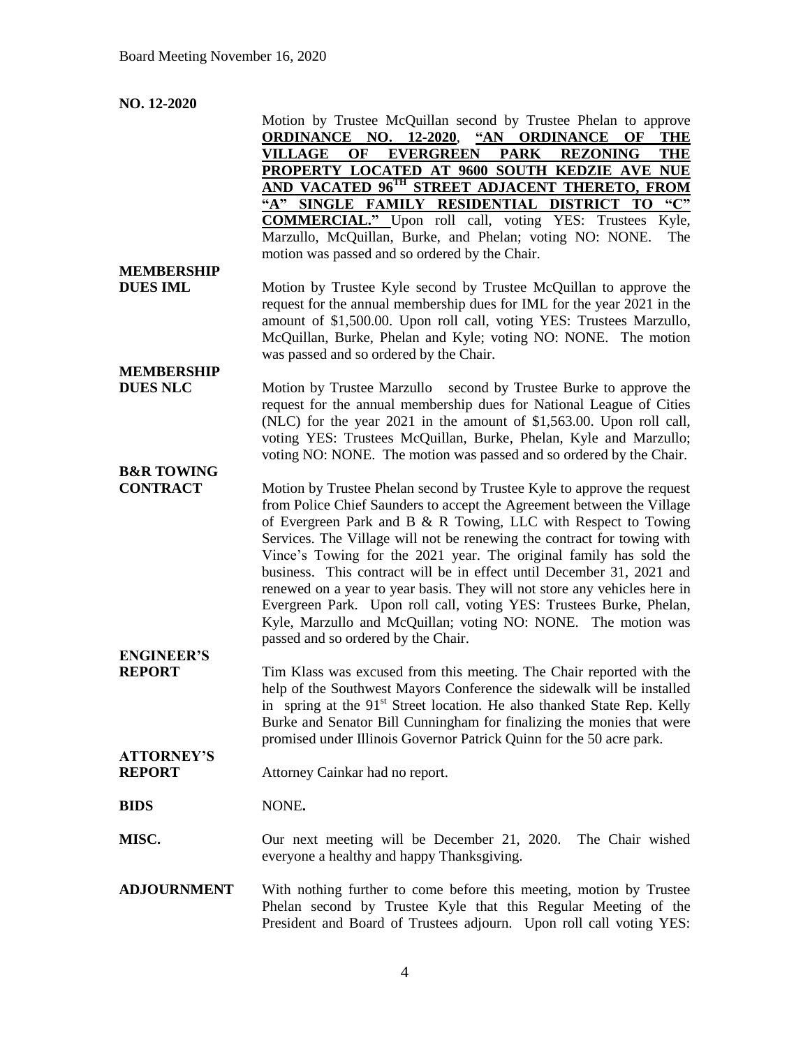**NO. 12-2020**

Motion by Trustee McQuillan second by Trustee Phelan to approve **ORDINANCE NO. 12-2020**, **"AN ORDINANCE OF THE VILLAGE OF EVERGREEN PARK REZONING THE PROPERTY LOCATED AT 9600 SOUTH KEDZIE AVE NUE AND VACATED 96TH STREET ADJACENT THERETO, FROM "A" SINGLE FAMILY RESIDENTIAL DISTRICT TO "C" COMMERCIAL."** Upon roll call, voting YES: Trustees Kyle, Marzullo, McQuillan, Burke, and Phelan; voting NO: NONE. The motion was passed and so ordered by the Chair.

**MEMBERSHIP DUES IML**

Motion by Trustee Kyle second by Trustee McQuillan to approve the request for the annual membership dues for IML for the year 2021 in the amount of $1,500.00. Upon roll call, voting YES: Trustees Marzullo, McQuillan, Burke, Phelan and Kyle; voting NO: NONE. The motion was passed and so ordered by the Chair.

**MEMBERSHIP DUES NLC**

Motion by Trustee Marzullo second by Trustee Burke to approve the request for the annual membership dues for National League of Cities (NLC) for the year 2021 in the amount of $1,563.00. Upon roll call, voting YES: Trustees McQuillan, Burke, Phelan, Kyle and Marzullo; voting NO: NONE. The motion was passed and so ordered by the Chair.

**B&R TOWING CONTRACT**

Motion by Trustee Phelan second by Trustee Kyle to approve the request from Police Chief Saunders to accept the Agreement between the Village of Evergreen Park and B & R Towing, LLC with Respect to Towing Services. The Village will not be renewing the contract for towing with Vince's Towing for the 2021 year. The original family has sold the business. This contract will be in effect until December 31, 2021 and renewed on a year to year basis. They will not store any vehicles here in Evergreen Park. Upon roll call, voting YES: Trustees Burke, Phelan, Kyle, Marzullo and McQuillan; voting NO: NONE. The motion was passed and so ordered by the Chair.

**ENGINEER'S REPORT**

Tim Klass was excused from this meeting. The Chair reported with the help of the Southwest Mayors Conference the sidewalk will be installed in spring at the 91st Street location. He also thanked State Rep. Kelly Burke and Senator Bill Cunningham for finalizing the monies that were promised under Illinois Governor Patrick Quinn for the 50 acre park.

**ATTORNEY'S REPORT**

Attorney Cainkar had no report.

**BIDS**

NONE**.**

**MISC.**

Our next meeting will be December 21, 2020. The Chair wished everyone a healthy and happy Thanksgiving.

**ADJOURNMENT**

With nothing further to come before this meeting, motion by Trustee Phelan second by Trustee Kyle that this Regular Meeting of the President and Board of Trustees adjourn. Upon roll call voting YES: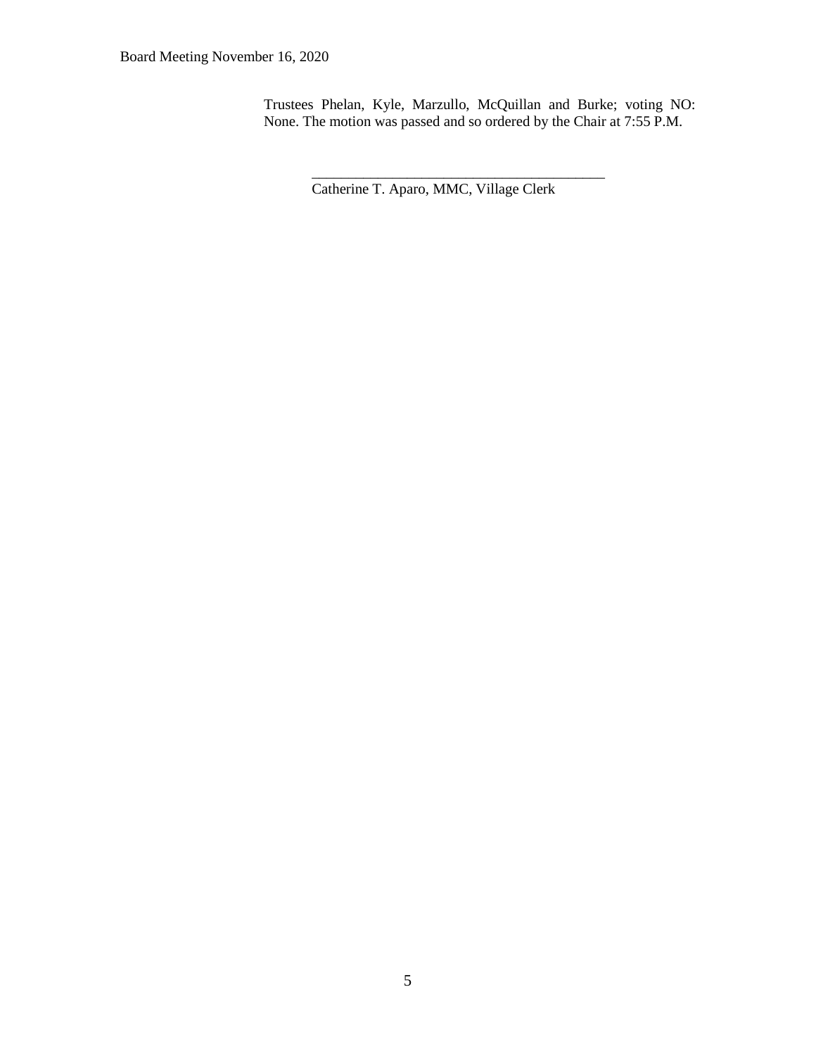Trustees Phelan, Kyle, Marzullo, McQuillan and Burke; voting NO: None. The motion was passed and so ordered by the Chair at 7:55 P.M.

\_\_\_\_\_\_\_\_\_\_\_\_\_\_\_\_\_\_\_\_\_\_\_\_\_\_\_\_\_\_\_\_\_\_\_\_\_\_\_\_\_\_

Catherine T. Aparo, MMC, Village Clerk